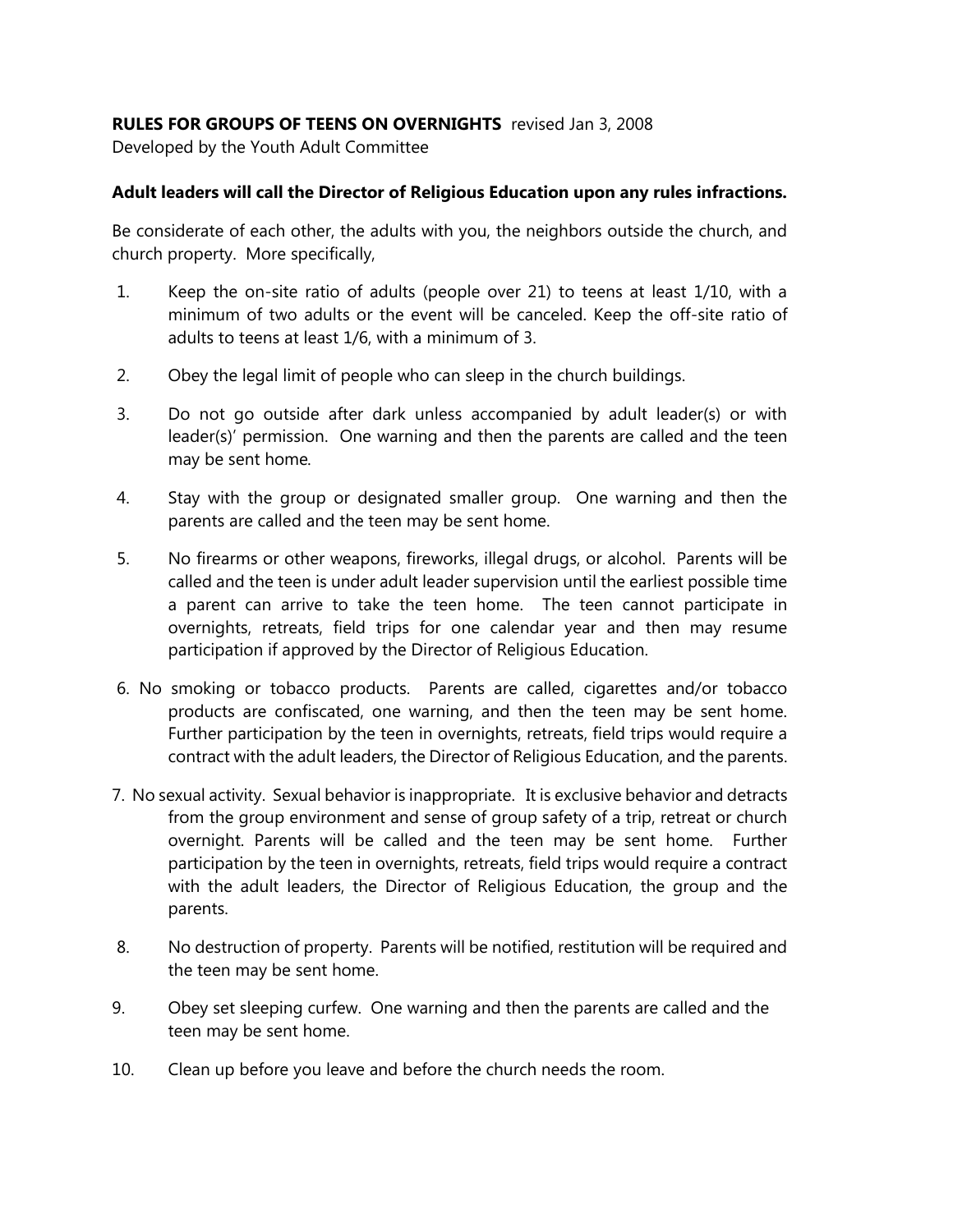**RULES FOR GROUPS OF TEENS ON OVERNIGHTS** revised Jan 3, 2008

Developed by the Youth Adult Committee

**Adult leaders will call the Director of Religious Education upon any rules infractions.**

Be considerate of each other, the adults with you, the neighbors outside the church, and church property. More specifically,

1. Keep the on-site ratio of adults (people over 21) to teens at least 1/10, with a minimum of two adults or the event will be canceled. Keep the off-site ratio of adults to teens at least 1/6, with a minimum of 3.
2. Obey the legal limit of people who can sleep in the church buildings.
3. Do not go outside after dark unless accompanied by adult leader(s) or with leader(s)' permission. One warning and then the parents are called and the teen may be sent home.
4. Stay with the group or designated smaller group. One warning and then the parents are called and the teen may be sent home.
5. No firearms or other weapons, fireworks, illegal drugs, or alcohol. Parents will be called and the teen is under adult leader supervision until the earliest possible time a parent can arrive to take the teen home. The teen cannot participate in overnights, retreats, field trips for one calendar year and then may resume participation if approved by the Director of Religious Education.
6. No smoking or tobacco products. Parents are called, cigarettes and/or tobacco products are confiscated, one warning, and then the teen may be sent home. Further participation by the teen in overnights, retreats, field trips would require a contract with the adult leaders, the Director of Religious Education, and the parents.
7. No sexual activity. Sexual behavior is inappropriate. It is exclusive behavior and detracts from the group environment and sense of group safety of a trip, retreat or church overnight. Parents will be called and the teen may be sent home. Further participation by the teen in overnights, retreats, field trips would require a contract with the adult leaders, the Director of Religious Education, the group and the parents.
8. No destruction of property. Parents will be notified, restitution will be required and the teen may be sent home.
9. Obey set sleeping curfew. One warning and then the parents are called and the teen may be sent home.
10. Clean up before you leave and before the church needs the room.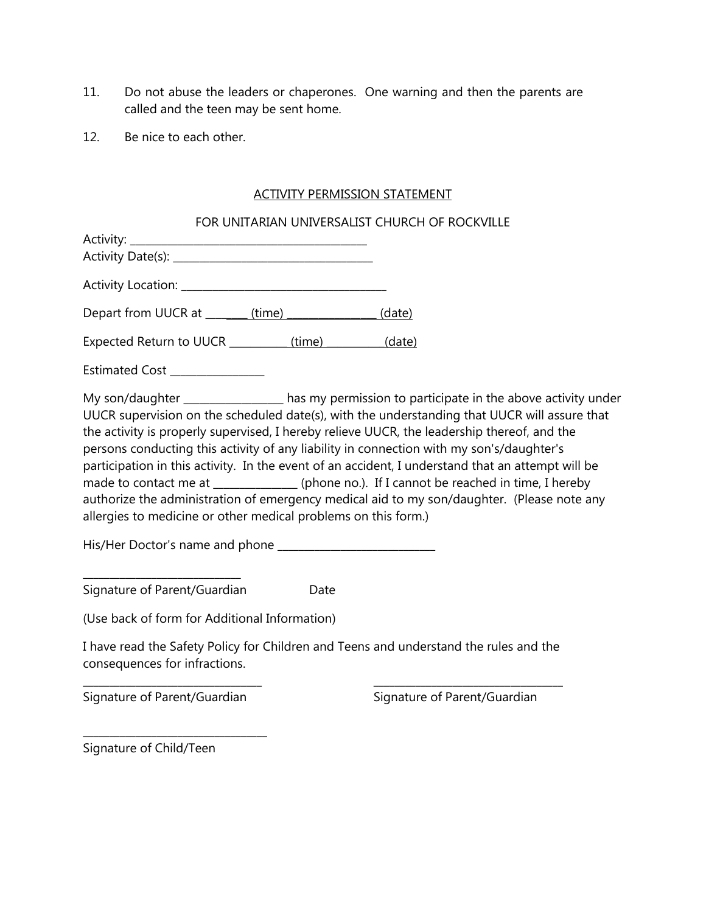11. Do not abuse the leaders or chaperones. One warning and then the parents are called and the teen may be sent home.

12. Be nice to each other.

## ACTIVITY PERMISSION STATEMENT

FOR UNITARIAN UNIVERSALIST CHURCH OF ROCKVILLE

Activity: ________________________________________
Activity Date(s): __________________________________

Activity Location: __________________________________

Depart from UUCR at ________ (time) ________________ (date)

Expected Return to UUCR __________ (time) __________ (date)

Estimated Cost ________________

My son/daughter _________________ has my permission to participate in the above activity under UUCR supervision on the scheduled date(s), with the understanding that UUCR will assure that the activity is properly supervised, I hereby relieve UUCR, the leadership thereof, and the persons conducting this activity of any liability in connection with my son's/daughter's participation in this activity. In the event of an accident, I understand that an attempt will be made to contact me at ______________ (phone no.). If I cannot be reached in time, I hereby authorize the administration of emergency medical aid to my son/daughter. (Please note any allergies to medicine or other medical problems on this form.)

His/Her Doctor's name and phone ___________________________

___________________________
Signature of Parent/Guardian          Date

(Use back of form for Additional Information)

I have read the Safety Policy for Children and Teens and understand the rules and the consequences for infractions.

______________________________          ________________________________
Signature of Parent/Guardian          Signature of Parent/Guardian

______________________________
Signature of Child/Teen